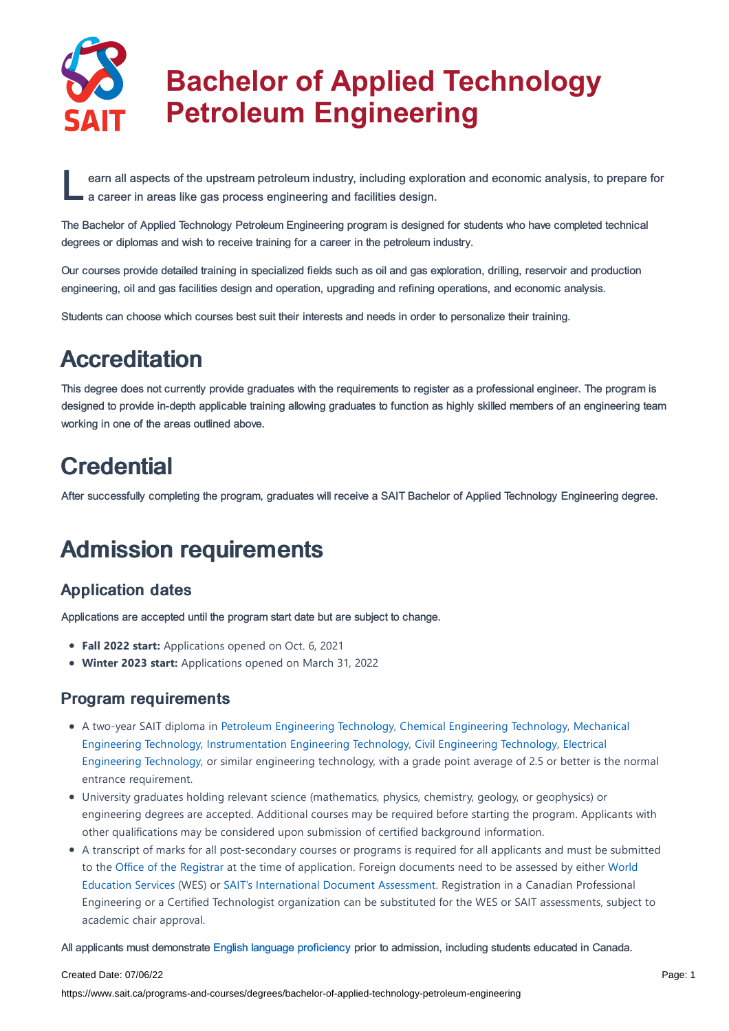# Bachelor of Applied Technology Petroleum Engineering

Learn all aspects of the upstream petroleum industry, including exploration and economic analysis, to prepare for a career in areas like gas process engineering and facilities design.

The Bachelor of Applied Technology Petroleum Engineering program is designed for students who have completed technical degrees or diplomas and wish to receive training for a career in the petroleum industry.

Our courses provide detailed training in specialized fields such as oil and gas exploration, drilling, reservoir and production engineering, oil and gas facilities design and operation, upgrading and refining operations, and economic analysis.

Students can choose which courses best suit their interests and needs in order to personalize their training.

## Accreditation

This degree does not currently provide graduates with the requirements to register as a professional engineer. The program is designed to provide in-depth applicable training allowing graduates to function as highly skilled members of an engineering team working in one of the areas outlined above.

## Credential

After successfully completing the program, graduates will receive a SAIT Bachelor of Applied Technology Engineering degree.

## Admission requirements

### Application dates

Applications are accepted until the program start date but are subject to change.

- **Fall 2022 start:** Applications opened on Oct. 6, 2021
- **Winter 2023 start:** Applications opened on March 31, 2022

### Program requirements

- A two-year SAIT diploma in Petroleum Engineering Technology, Chemical Engineering Technology, Mechanical Engineering Technology, Instrumentation Engineering Technology, Civil Engineering Technology, Electrical Engineering Technology, or similar engineering technology, with a grade point average of 2.5 or better is the normal entrance requirement.
- University graduates holding relevant science (mathematics, physics, chemistry, geology, or geophysics) or engineering degrees are accepted. Additional courses may be required before starting the program. Applicants with other qualifications may be considered upon submission of certified background information.
- A transcript of marks for all post-secondary courses or programs is required for all applicants and must be submitted to the Office of the Registrar at the time of application. Foreign documents need to be assessed by either World Education Services (WES) or SAIT's International Document Assessment. Registration in a Canadian Professional Engineering or a Certified Technologist organization can be substituted for the WES or SAIT assessments, subject to academic chair approval.

All applicants must demonstrate English language proficiency prior to admission, including students educated in Canada.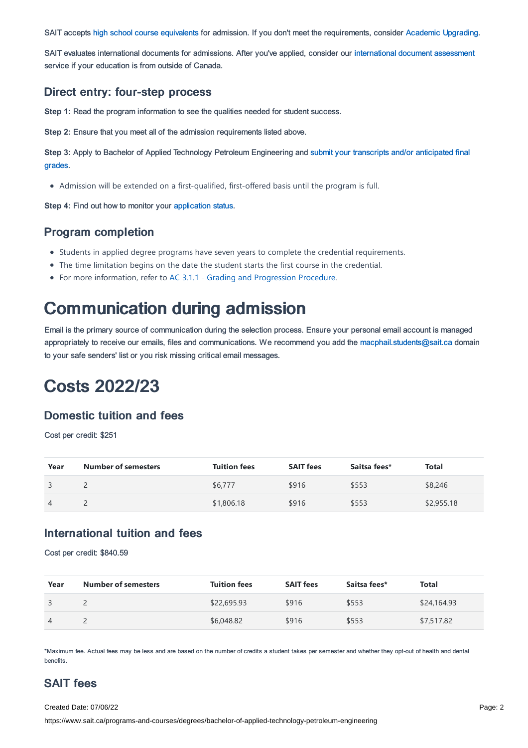SAIT accepts high school course equivalents for admission. If you don't meet the requirements, consider Academic Upgrading.

SAIT evaluates international documents for admissions. After you've applied, consider our international document assessment service if your education is from outside of Canada.

### Direct entry: four-step process

**Step 1:** Read the program information to see the qualities needed for student success.

**Step 2:** Ensure that you meet all of the admission requirements listed above.

**Step 3:** Apply to Bachelor of Applied Technology Petroleum Engineering and submit your transcripts and/or anticipated final grades.

- Admission will be extended on a first-qualified, first-offered basis until the program is full.

**Step 4:** Find out how to monitor your application status.

### Program completion

- Students in applied degree programs have seven years to complete the credential requirements.
- The time limitation begins on the date the student starts the first course in the credential.
- For more information, refer to AC 3.1.1 - Grading and Progression Procedure.

# Communication during admission

Email is the primary source of communication during the selection process. Ensure your personal email account is managed appropriately to receive our emails, files and communications. We recommend you add the macphail.students@sait.ca domain to your safe senders' list or you risk missing critical email messages.

# Costs 2022/23

### Domestic tuition and fees

Cost per credit: $251

| Year | Number of semesters | Tuition fees | SAIT fees | Saitsa fees* | Total |
|---|---|---|---|---|---|
| 3 | 2 | $6,777 | $916 | $553 | $8,246 |
| 4 | 2 | $1,806.18 | $916 | $553 | $2,955.18 |

### International tuition and fees

Cost per credit: $840.59

| Year | Number of semesters | Tuition fees | SAIT fees | Saitsa fees* | Total |
|---|---|---|---|---|---|
| 3 | 2 | $22,695.93 | $916 | $553 | $24,164.93 |
| 4 | 2 | $6,048.82 | $916 | $553 | $7,517.82 |

*Maximum fee. Actual fees may be less and are based on the number of credits a student takes per semester and whether they opt-out of health and dental benefits.

### SAIT fees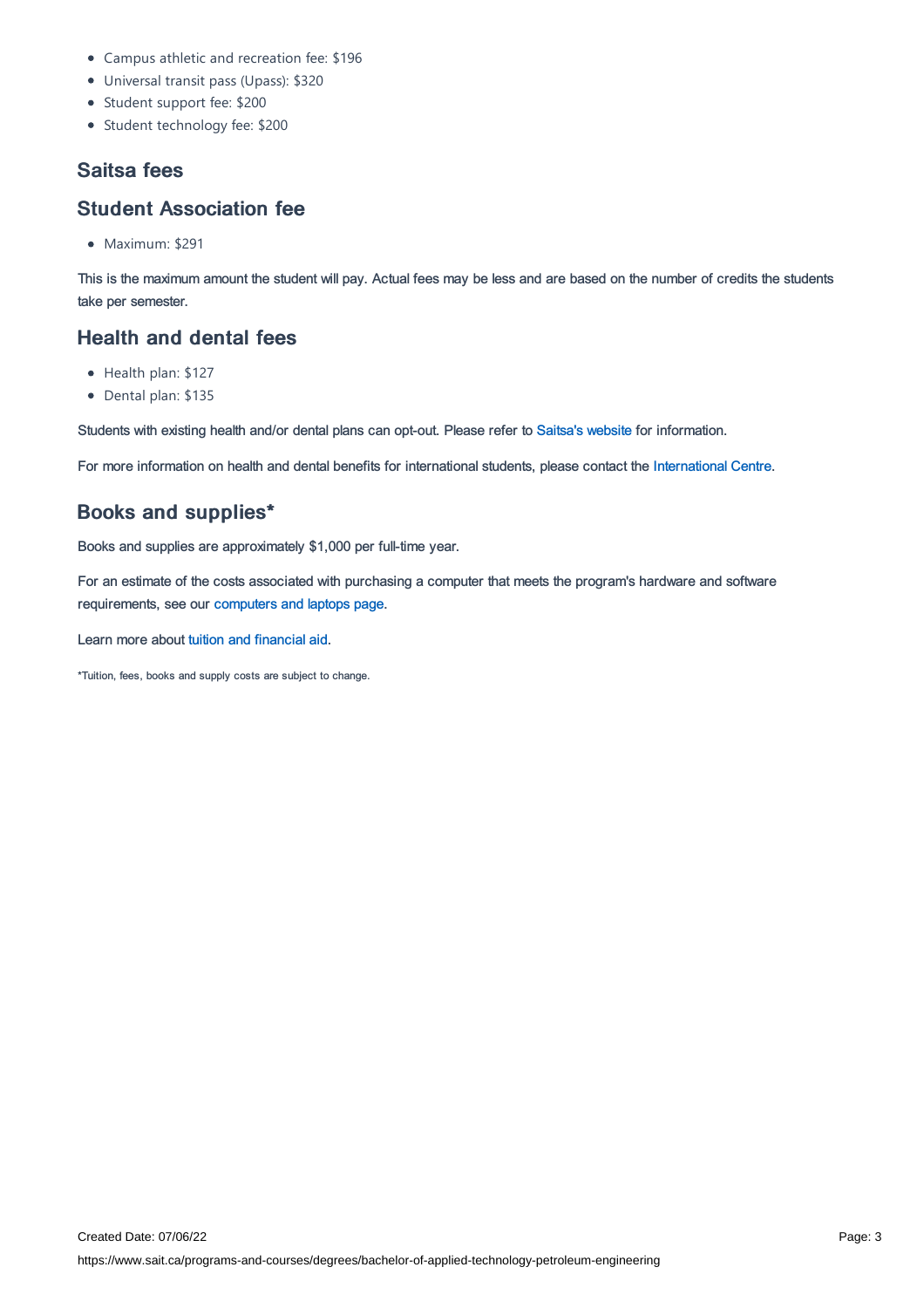- Campus athletic and recreation fee: $196
- Universal transit pass (Upass): $320
- Student support fee: $200
- Student technology fee: $200

## Saitsa fees

## Student Association fee

- Maximum: $291

This is the maximum amount the student will pay. Actual fees may be less and are based on the number of credits the students take per semester.

## Health and dental fees

- Health plan: $127
- Dental plan: $135

Students with existing health and/or dental plans can opt-out. Please refer to Saitsa's website for information.

For more information on health and dental benefits for international students, please contact the International Centre.

## Books and supplies*

Books and supplies are approximately $1,000 per full-time year.

For an estimate of the costs associated with purchasing a computer that meets the program's hardware and software requirements, see our computers and laptops page.

Learn more about tuition and financial aid.

*Tuition, fees, books and supply costs are subject to change.